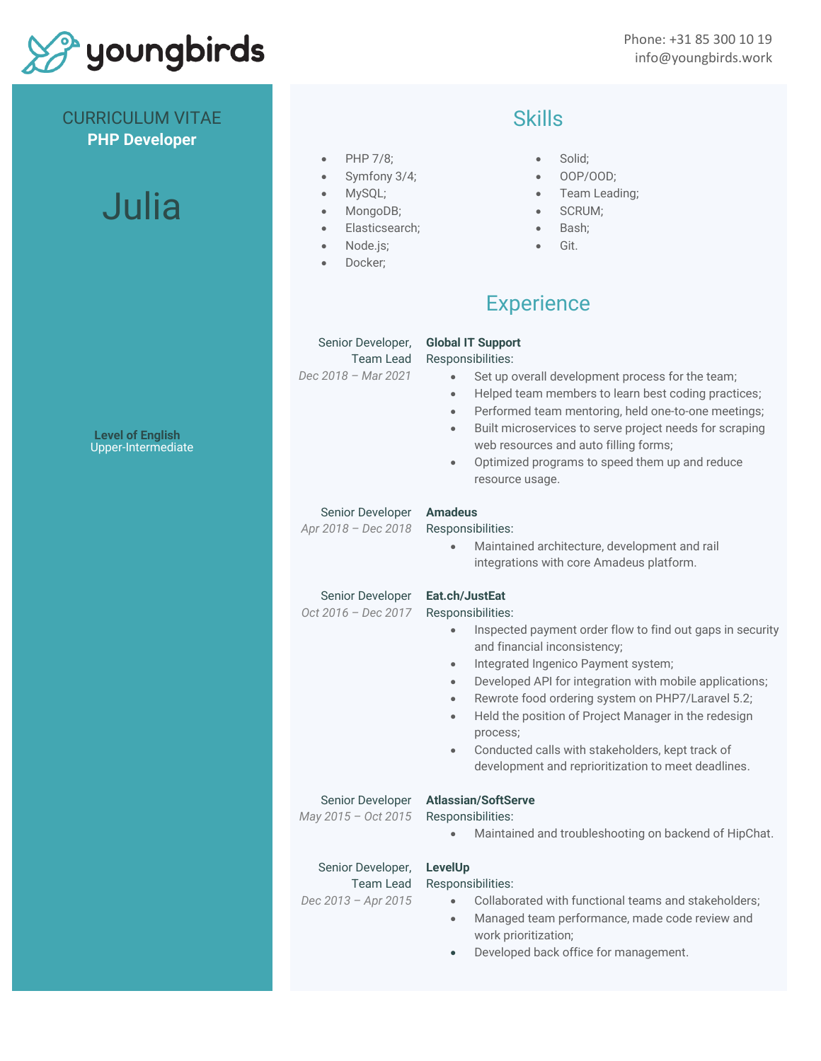youngbirds

Phone: +31 85 300 10 19
info@youngbirds.work

CURRICULUM VITAE
**PHP Developer**

# Julia

**Level of English**
Upper-Intermediate

## Skills

- PHP 7/8;
- Symfony 3/4;
- MySQL;
- MongoDB;
- Elasticsearch;
- Node.js;
- Docker;
- Solid;
- OOP/OOD;
- Team Leading;
- SCRUM;
- Bash;
- Git.

## Experience

Senior Developer, Team Lead
*Dec 2018 – Mar 2021*

**Global IT Support**
Responsibilities:
- Set up overall development process for the team;
- Helped team members to learn best coding practices;
- Performed team mentoring, held one-to-one meetings;
- Built microservices to serve project needs for scraping web resources and auto filling forms;
- Optimized programs to speed them up and reduce resource usage.

Senior Developer
*Apr 2018 – Dec 2018*

**Amadeus**
Responsibilities:
- Maintained architecture, development and rail integrations with core Amadeus platform.

Senior Developer
*Oct 2016 – Dec 2017*

**Eat.ch/JustEat**
Responsibilities:
- Inspected payment order flow to find out gaps in security and financial inconsistency;
- Integrated Ingenico Payment system;
- Developed API for integration with mobile applications;
- Rewrote food ordering system on PHP7/Laravel 5.2;
- Held the position of Project Manager in the redesign process;
- Conducted calls with stakeholders, kept track of development and reprioritization to meet deadlines.

Senior Developer
*May 2015 – Oct 2015*

**Atlassian/SoftServe**
Responsibilities:
- Maintained and troubleshooting on backend of HipChat.

Senior Developer, Team Lead
*Dec 2013 – Apr 2015*

**LevelUp**
Responsibilities:
- Collaborated with functional teams and stakeholders;
- Managed team performance, made code review and work prioritization;
- Developed back office for management.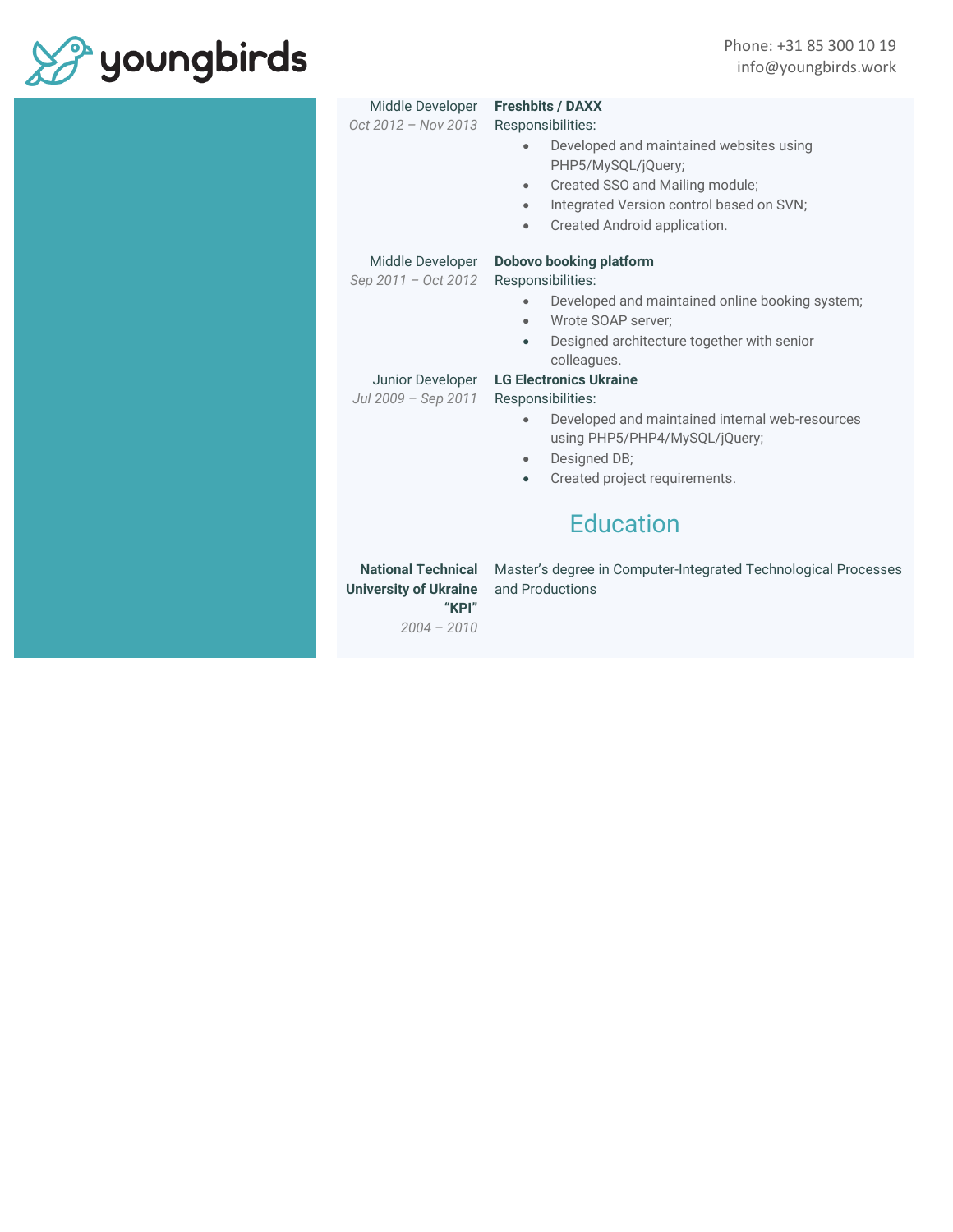Middle Developer
*Oct 2012 – Nov 2013*

**Freshbits / DAXX**
Responsibilities:

- Developed and maintained websites using PHP5/MySQL/jQuery;
- Created SSO and Mailing module;
- Integrated Version control based on SVN;
- Created Android application.

Middle Developer
*Sep 2011 – Oct 2012*

**Dobovo booking platform**
Responsibilities:

- Developed and maintained online booking system;
- Wrote SOAP server;
- Designed architecture together with senior colleagues.

Junior Developer
*Jul 2009 – Sep 2011*

**LG Electronics Ukraine**
Responsibilities:

- Developed and maintained internal web-resources using PHP5/PHP4/MySQL/jQuery;
- Designed DB;
- Created project requirements.

## Education

**National Technical University of Ukraine "KPI"**
*2004 – 2010*

Master's degree in Computer-Integrated Technological Processes and Productions